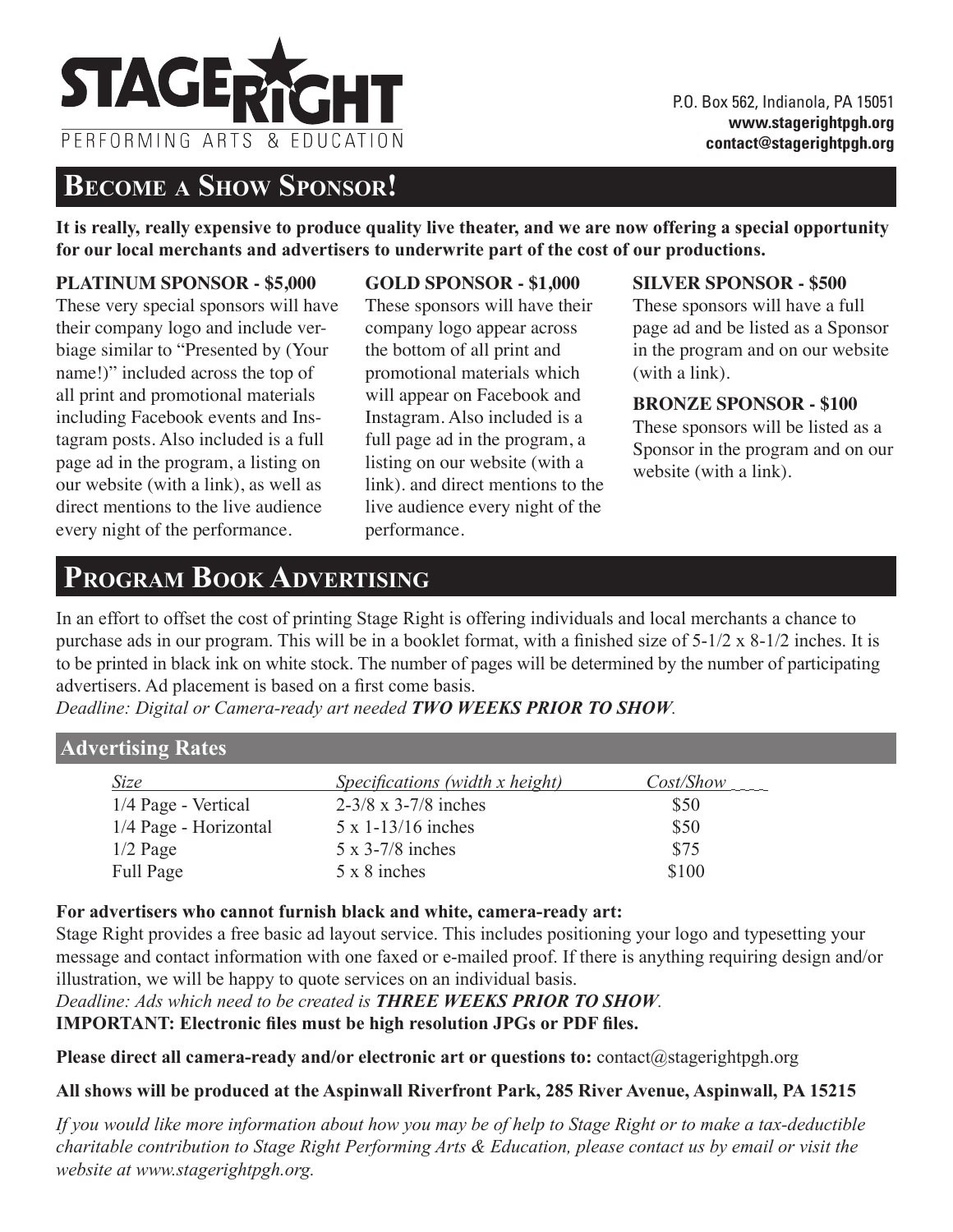# STAGE RIGHT
PERFORMING ARTS & EDUCATION

P.O. Box 562, Indianola, PA 15051
**www.stagerightpgh.org**
**contact@stagerightpgh.org**

## Become a Show Sponsor!

**It is really, really expensive to produce quality live theater, and we are now offering a special opportunity for our local merchants and advertisers to underwrite part of the cost of our productions.**

**PLATINUM SPONSOR - $5,000**
These very special sponsors will have their company logo and include verbiage similar to "Presented by (Your name!)" included across the top of all print and promotional materials including Facebook events and Instagram posts. Also included is a full page ad in the program, a listing on our website (with a link), as well as direct mentions to the live audience every night of the performance.

**GOLD SPONSOR - $1,000**
These sponsors will have their company logo appear across the bottom of all print and promotional materials which will appear on Facebook and Instagram. Also included is a full page ad in the program, a listing on our website (with a link). and direct mentions to the live audience every night of the performance.

**SILVER SPONSOR - $500**
These sponsors will have a full page ad and be listed as a Sponsor in the program and on our website (with a link).

**BRONZE SPONSOR - $100**
These sponsors will be listed as a Sponsor in the program and on our website (with a link).

## Program Book Advertising

In an effort to offset the cost of printing Stage Right is offering individuals and local merchants a chance to purchase ads in our program. This will be in a booklet format, with a finished size of 5-1/2 x 8-1/2 inches. It is to be printed in black ink on white stock. The number of pages will be determined by the number of participating advertisers. Ad placement is based on a first come basis.

*Deadline: Digital or Camera-ready art needed **TWO WEEKS PRIOR TO SHOW**.*

### Advertising Rates

| *Size* | *Specifications (width x height)* | *Cost/Show* |
|---|---|---|
| 1/4 Page - Vertical | 2-3/8 x 3-7/8 inches | $50 |
| 1/4 Page - Horizontal | 5 x 1-13/16 inches | $50 |
| 1/2 Page | 5 x 3-7/8 inches | $75 |
| Full Page | 5 x 8 inches | $100 |

**For advertisers who cannot furnish black and white, camera-ready art:**
Stage Right provides a free basic ad layout service. This includes positioning your logo and typesetting your message and contact information with one faxed or e-mailed proof. If there is anything requiring design and/or illustration, we will be happy to quote services on an individual basis.

*Deadline: Ads which need to be created is **THREE WEEKS PRIOR TO SHOW**.*

**IMPORTANT: Electronic files must be high resolution JPGs or PDF files.**

**Please direct all camera-ready and/or electronic art or questions to:** contact@stagerightpgh.org

**All shows will be produced at the Aspinwall Riverfront Park, 285 River Avenue, Aspinwall, PA 15215**

*If you would like more information about how you may be of help to Stage Right or to make a tax-deductible charitable contribution to Stage Right Performing Arts & Education, please contact us by email or visit the website at www.stagerightpgh.org.*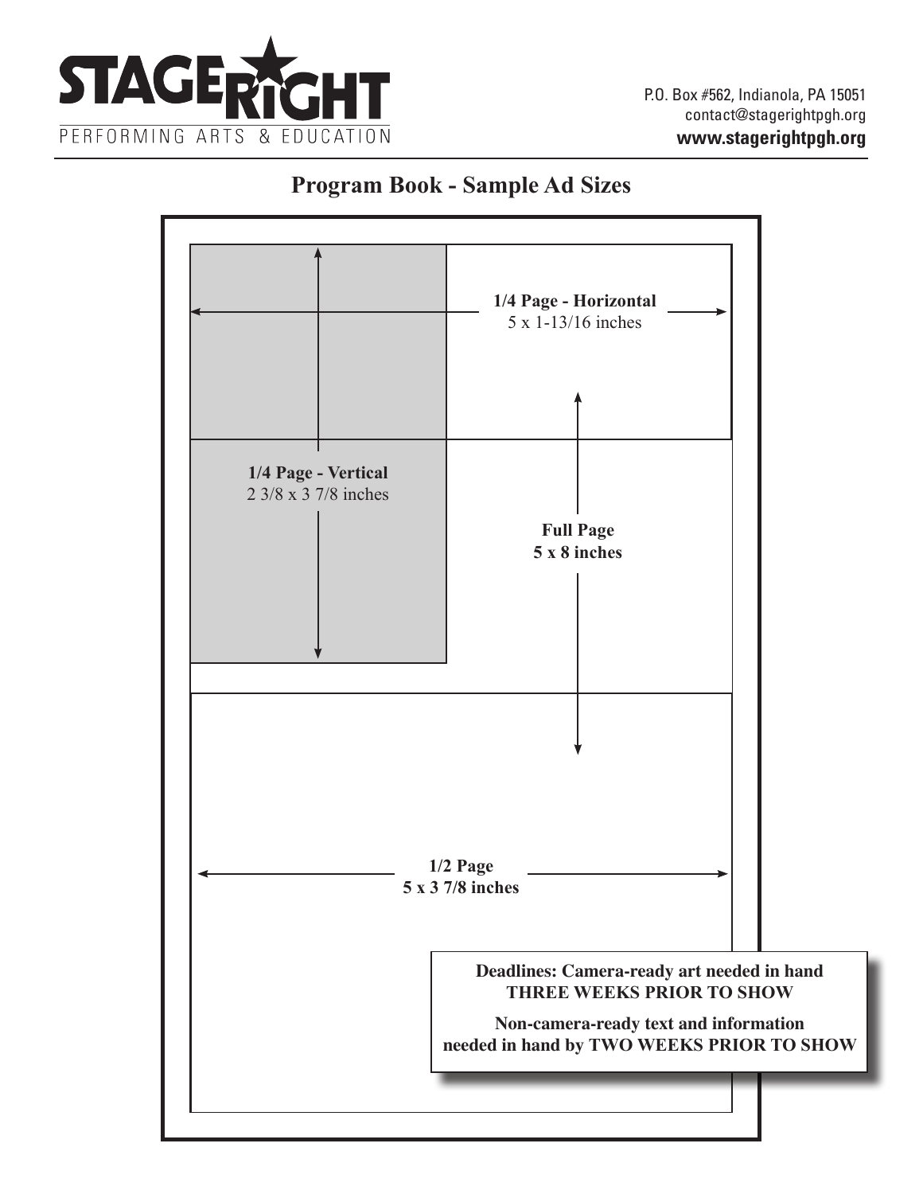# STAGERIGHT

PERFORMING ARTS & EDUCATION

P.O. Box #562, Indianola, PA 15051
contact@stagerightpgh.org
**www.stagerightpgh.org**

## Program Book - Sample Ad Sizes

**1/4 Page - Horizontal**
5 x 1-13/16 inches

**1/4 Page - Vertical**
2 3/8 x 3 7/8 inches

**Full Page**
**5 x 8 inches**

**1/2 Page**
**5 x 3 7/8 inches**

**Deadlines: Camera-ready art needed in hand THREE WEEKS PRIOR TO SHOW**

**Non-camera-ready text and information needed in hand by TWO WEEKS PRIOR TO SHOW**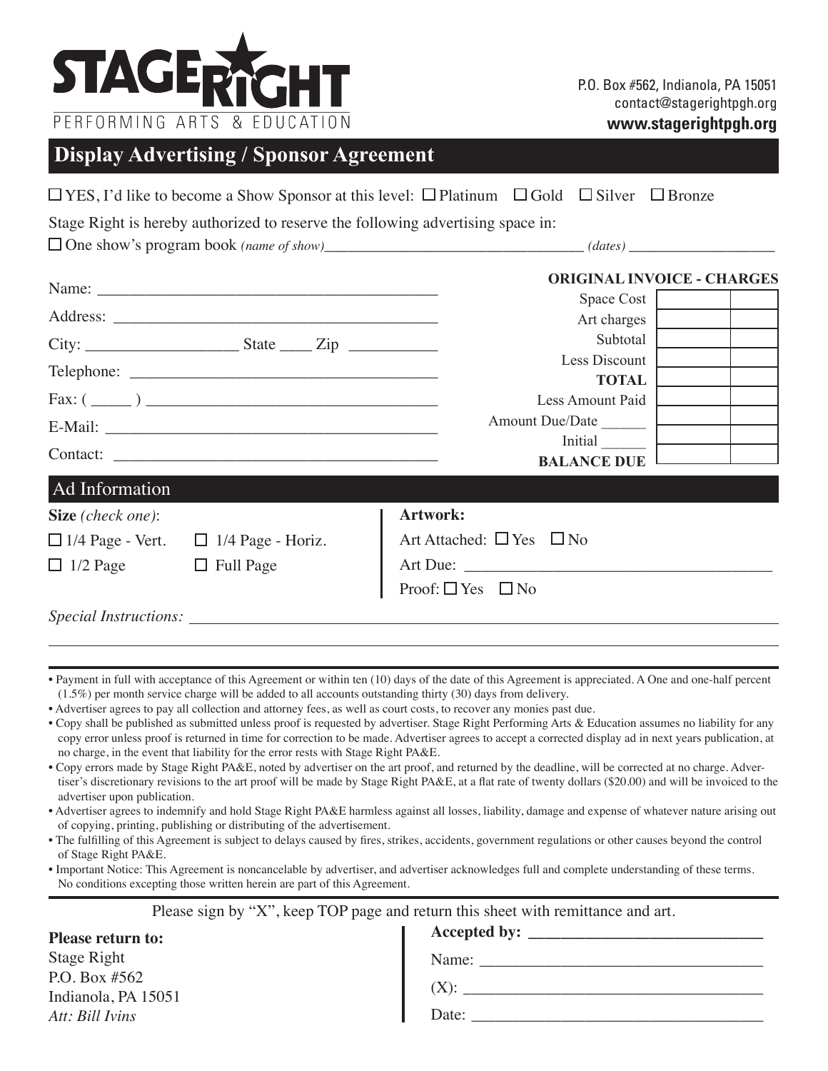STAGE RIGHT
PERFORMING ARTS & EDUCATION

P.O. Box #562, Indianola, PA 15051
contact@stagerightpgh.org
**www.stagerightpgh.org**

# Display Advertising / Sponsor Agreement

☐ YES, I'd like to become a Show Sponsor at this level: ☐ Platinum ☐ Gold ☐ Silver ☐ Bronze

Stage Right is hereby authorized to reserve the following advertising space in:

☐ One show's program book *(name of show)*________________________________ *(dates)* __________________

Name: __________________________________________

Address: ________________________________________

City: __________________ State ____ Zip __________

Telephone: ______________________________________

Fax: ( _____ ) ___________________________________

E-Mail: _________________________________________

Contact: ________________________________________

**ORIGINAL INVOICE - CHARGES**

| | | |
|---|---|---|
| Space Cost | | |
| Art charges | | |
| Subtotal | | |
| Less Discount | | |
| **TOTAL** | | |
| Less Amount Paid | | |
| Amount Due/Date ______ | | |
| Initial ______ | | |
| **BALANCE DUE** | | |

## Ad Information

**Size** *(check one)*:

☐ 1/4 Page - Vert. ☐ 1/4 Page - Horiz.

☐ 1/2 Page ☐ Full Page

**Artwork:**

Art Attached: ☐ Yes ☐ No

Art Due: ____________________________________

Proof: ☐ Yes ☐ No

*Special Instructions:* __________________________________________________________________

- Payment in full with acceptance of this Agreement or within ten (10) days of the date of this Agreement is appreciated. A One and one-half percent (1.5%) per month service charge will be added to all accounts outstanding thirty (30) days from delivery.
- Advertiser agrees to pay all collection and attorney fees, as well as court costs, to recover any monies past due.
- Copy shall be published as submitted unless proof is requested by advertiser. Stage Right Performing Arts & Education assumes no liability for any copy error unless proof is returned in time for correction to be made. Advertiser agrees to accept a corrected display ad in next years publication, at no charge, in the event that liability for the error rests with Stage Right PA&E.
- Copy errors made by Stage Right PA&E, noted by advertiser on the art proof, and returned by the deadline, will be corrected at no charge. Advertiser's discretionary revisions to the art proof will be made by Stage Right PA&E, at a flat rate of twenty dollars ($20.00) and will be invoiced to the advertiser upon publication.
- Advertiser agrees to indemnify and hold Stage Right PA&E harmless against all losses, liability, damage and expense of whatever nature arising out of copying, printing, publishing or distributing of the advertisement.
- The fulfilling of this Agreement is subject to delays caused by fires, strikes, accidents, government regulations or other causes beyond the control of Stage Right PA&E.
- Important Notice: This Agreement is noncancelable by advertiser, and advertiser acknowledges full and complete understanding of these terms. No conditions excepting those written herein are part of this Agreement.

Please sign by "X", keep TOP page and return this sheet with remittance and art.

**Please return to:**
Stage Right
P.O. Box #562
Indianola, PA 15051
*Att: Bill Ivins*

**Accepted by: ____________________________**

Name: __________________________________

(X): ___________________________________

Date: __________________________________